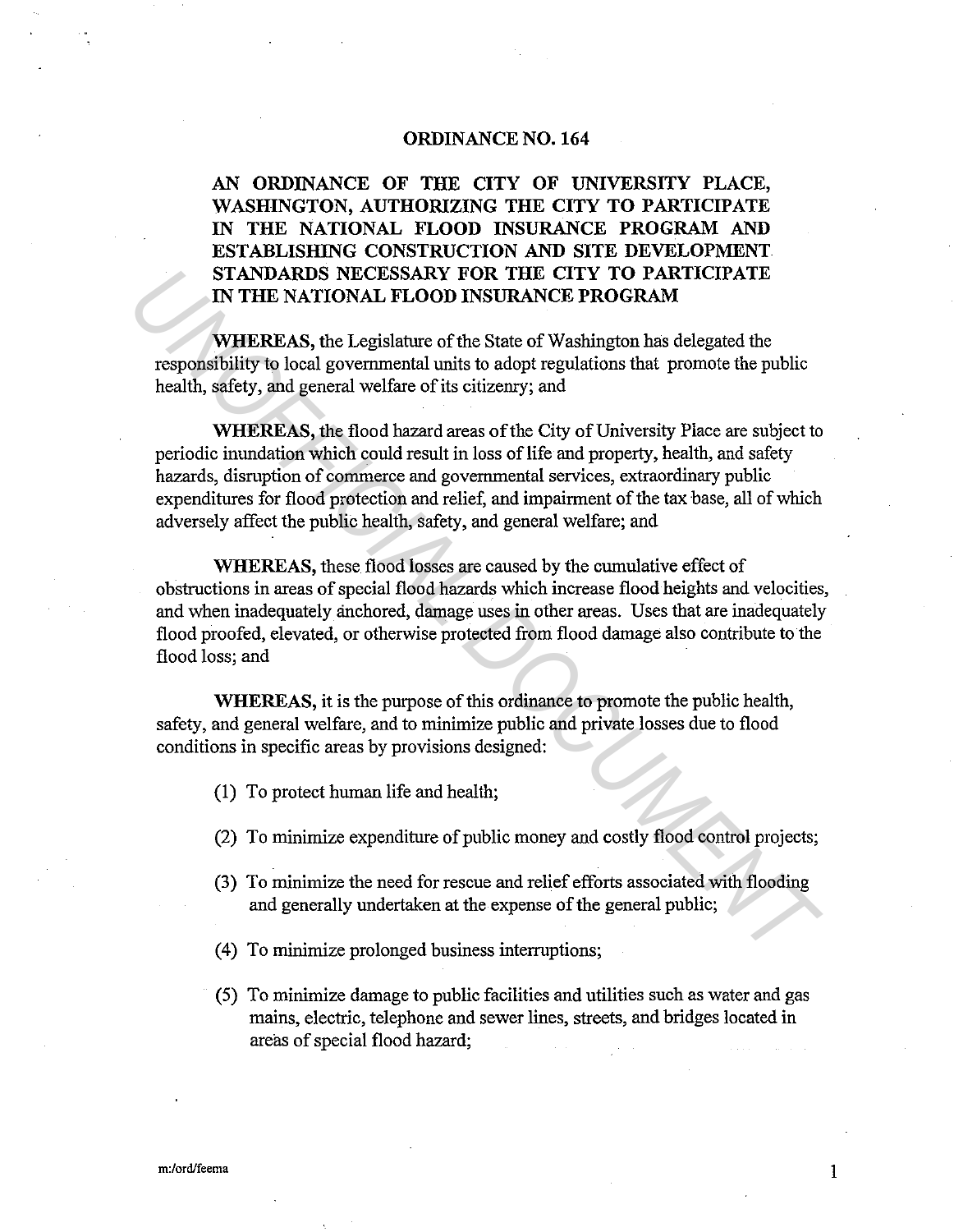# ORDINANCE NO. 164

## AN ORDINANCE OF THE CITY OF UNIVERSITY PLACE, WASHINGTON, AUTHORIZING THE CITY TO PARTICIPATE IN THE NATIONAL FLOOD INSURANCE PROGRAM AND ESTABLISHING CONSTRUCTION AND SITE DEVELOPMENT STANDARDS NECESSARY FOR THE CITY TO PARTICIPATE IN THE NATIONAL FLOOD INSURANCE PROGRAM

**WHEREAS,** the Legislature of the State of Washington has delegated the responsibility to local governmental units to adopt regulations that promote the public health, safety, and general welfare of its citizenry; and

**WHEREAS,** the flood hazard areas of the City of University Place are subject to periodic inundation which could result in loss of life and property, health, and safety hazards, disruption of commerce and governmental services, extraordinary public expenditures for flood protection and relief, and impairment of the tax base, all of which adversely affect the public health, safety, and general welfare; and

**WHEREAS,** these flood losses are caused by the cumulative effect of obstructions in areas of special flood hazards which increase flood heights and velocities, and when inadequately anchored, damage uses in other areas. Uses that are inadequately flood proofed, elevated, or otherwise protected from flood damage also contribute to the flood loss; and

**WHEREAS,** it is the purpose of this ordinance to promote the public health, safety, and general welfare, and to minimize public and private losses due to flood conditions in specific areas by provisions designed:

(1) To protect human life and health;

(2) To minimize expenditure of public money and costly flood control projects;

(3) To minimize the need for rescue and relief efforts associated with flooding and generally undertaken at the expense of the general public;

(4) To minimize prolonged business interruptions;

(5) To minimize damage to public facilities and utilities such as water and gas mains, electric, telephone and sewer lines, streets, and bridges located in areas of special flood hazard;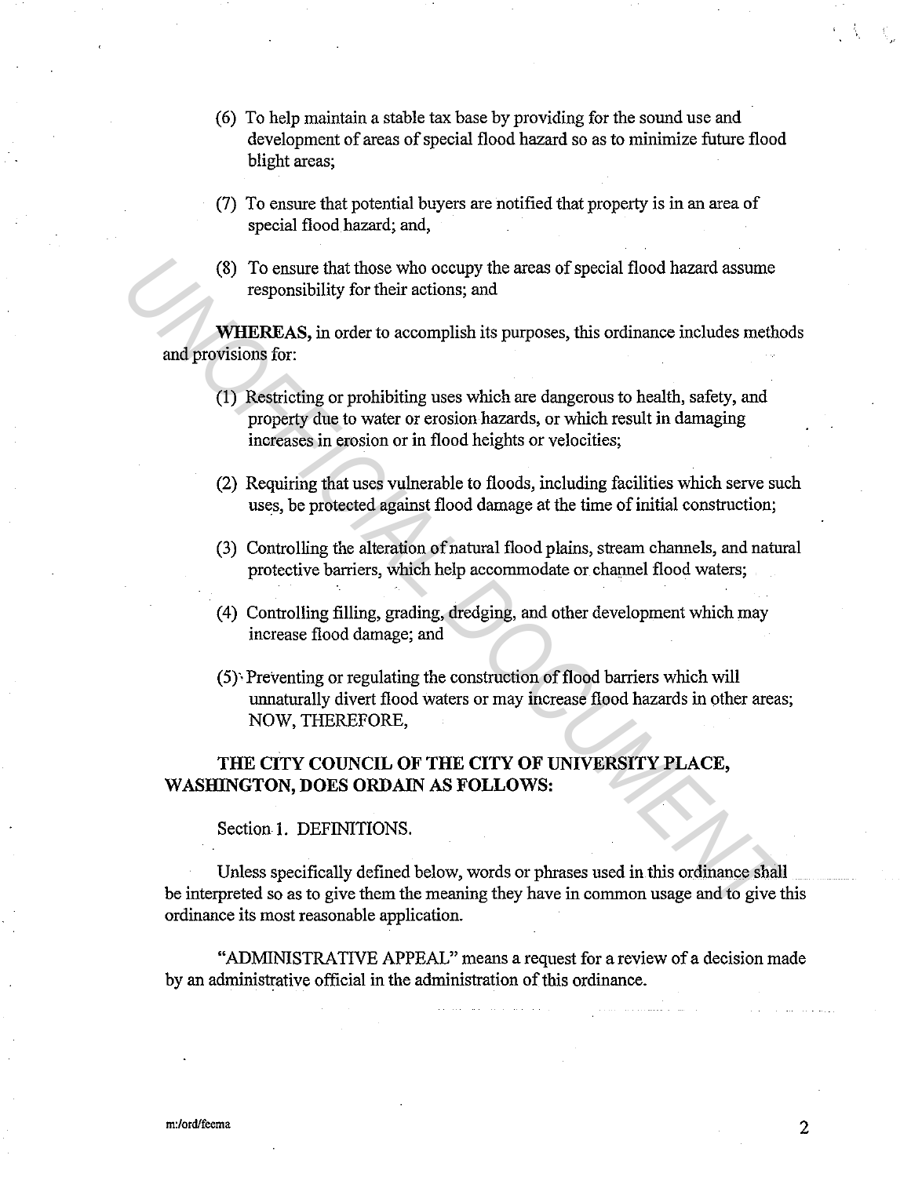(6) To help maintain a stable tax base by providing for the sound use and development of areas of special flood hazard so as to minimize future flood blight areas;

(7) To ensure that potential buyers are notified that property is in an area of special flood hazard; and,

(8) To ensure that those who occupy the areas of special flood hazard assume responsibility for their actions; and

**WHEREAS,** in order to accomplish its purposes, this ordinance includes methods and provisions for:

(1) Restricting or prohibiting uses which are dangerous to health, safety, and property due to water or erosion hazards, or which result in damaging increases in erosion or in flood heights or velocities;

(2) Requiring that uses vulnerable to floods, including facilities which serve such uses, be protected against flood damage at the time of initial construction;

(3) Controlling the alteration of natural flood plains, stream channels, and natural protective barriers, which help accommodate or channel flood waters;

(4) Controlling filling, grading, dredging, and other development which may increase flood damage; and

(5) Preventing or regulating the construction of flood barriers which will unnaturally divert flood waters or may increase flood hazards in other areas; NOW, THEREFORE,

**THE CITY COUNCIL OF THE CITY OF UNIVERSITY PLACE, WASHINGTON, DOES ORDAIN AS FOLLOWS:**

Section 1. DEFINITIONS.

Unless specifically defined below, words or phrases used in this ordinance shall be interpreted so as to give them the meaning they have in common usage and to give this ordinance its most reasonable application.

"ADMINISTRATIVE APPEAL" means a request for a review of a decision made by an administrative official in the administration of this ordinance.

m:/ord/feema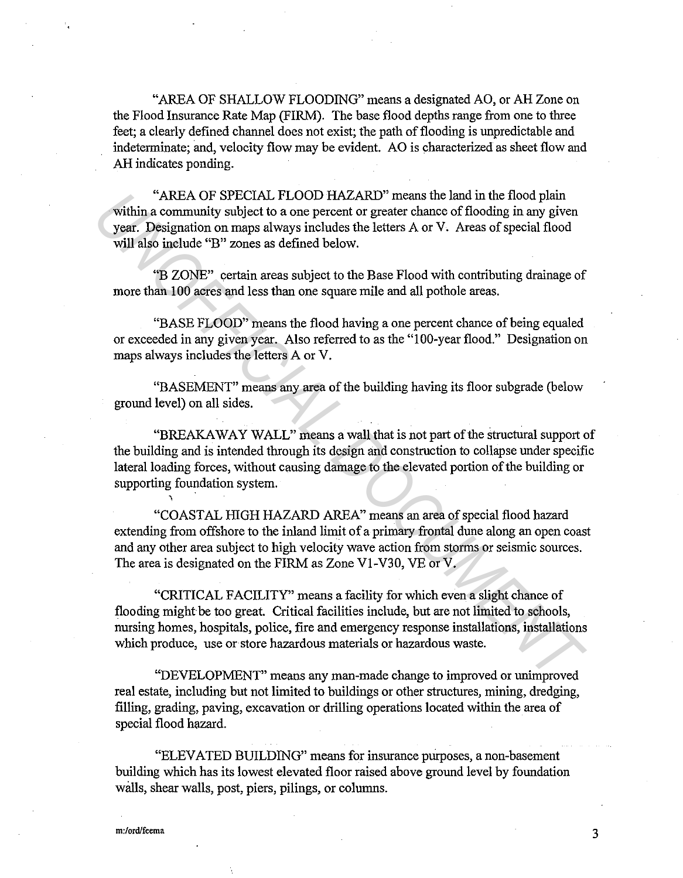"AREA OF SHALLOW FLOODING" means a designated AO, or AH Zone on the Flood Insurance Rate Map (FIRM). The base flood depths range from one to three feet; a clearly defined channel does not exist; the path of flooding is unpredictable and indeterminate; and, velocity flow may be evident. AO is characterized as sheet flow and AH indicates ponding.

"AREA OF SPECIAL FLOOD HAZARD" means the land in the flood plain within a community subject to a one percent or greater chance of flooding in any given year. Designation on maps always includes the letters A or V. Areas of special flood will also include "B" zones as defined below.

"B ZONE" certain areas subject to the Base Flood with contributing drainage of more than 100 acres and less than one square mile and all pothole areas.

"BASE FLOOD" means the flood having a one percent chance of being equaled or exceeded in any given year. Also referred to as the "100-year flood." Designation on maps always includes the letters A or V.

"BASEMENT" means any area of the building having its floor subgrade (below ground level) on all sides.

"BREAKAWAY WALL" means a wall that is not part of the structural support of the building and is intended through its design and construction to collapse under specific lateral loading forces, without causing damage to the elevated portion of the building or supporting foundation system.

"COASTAL HIGH HAZARD AREA" means an area of special flood hazard extending from offshore to the inland limit of a primary frontal dune along an open coast and any other area subject to high velocity wave action from storms or seismic sources. The area is designated on the FIRM as Zone V1-V30, VE or V.

"CRITICAL FACILITY" means a facility for which even a slight chance of flooding might be too great. Critical facilities include, but are not limited to schools, nursing homes, hospitals, police, fire and emergency response installations, installations which produce, use or store hazardous materials or hazardous waste.

"DEVELOPMENT" means any man-made change to improved or unimproved real estate, including but not limited to buildings or other structures, mining, dredging, filling, grading, paving, excavation or drilling operations located within the area of special flood hazard.

"ELEVATED BUILDING" means for insurance purposes, a non-basement building which has its lowest elevated floor raised above ground level by foundation walls, shear walls, post, piers, pilings, or columns.

m:/ord/fcema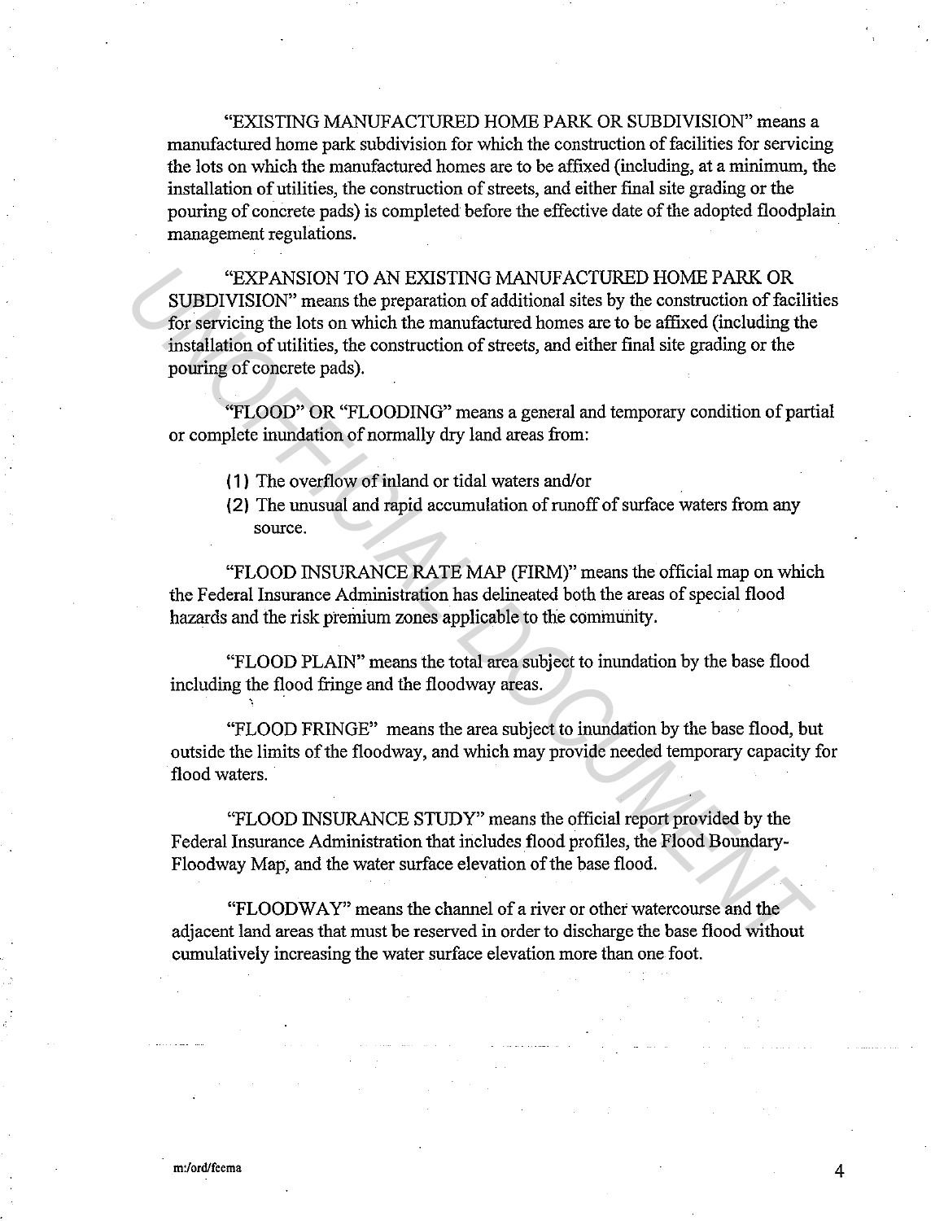"EXISTING MANUFACTURED HOME PARK OR SUBDIVISION" means a manufactured home park subdivision for which the construction of facilities for servicing the lots on which the manufactured homes are to be affixed (including, at a minimum, the installation of utilities, the construction of streets, and either final site grading or the pouring of concrete pads) is completed before the effective date of the adopted floodplain management regulations.

"EXPANSION TO AN EXISTING MANUFACTURED HOME PARK OR SUBDIVISION" means the preparation of additional sites by the construction of facilities for servicing the lots on which the manufactured homes are to be affixed (including the installation of utilities, the construction of streets, and either final site grading or the pouring of concrete pads).

"FLOOD" OR "FLOODING" means a general and temporary condition of partial or complete inundation of normally dry land areas from:

(1) The overflow of inland or tidal waters and/or
(2) The unusual and rapid accumulation of runoff of surface waters from any source.

"FLOOD INSURANCE RATE MAP (FIRM)" means the official map on which the Federal Insurance Administration has delineated both the areas of special flood hazards and the risk premium zones applicable to the community.

"FLOOD PLAIN" means the total area subject to inundation by the base flood including the flood fringe and the floodway areas.

"FLOOD FRINGE" means the area subject to inundation by the base flood, but outside the limits of the floodway, and which may provide needed temporary capacity for flood waters.

"FLOOD INSURANCE STUDY" means the official report provided by the Federal Insurance Administration that includes flood profiles, the Flood Boundary-Floodway Map, and the water surface elevation of the base flood.

"FLOODWAY" means the channel of a river or other watercourse and the adjacent land areas that must be reserved in order to discharge the base flood without cumulatively increasing the water surface elevation more than one foot.

m:/ord/fema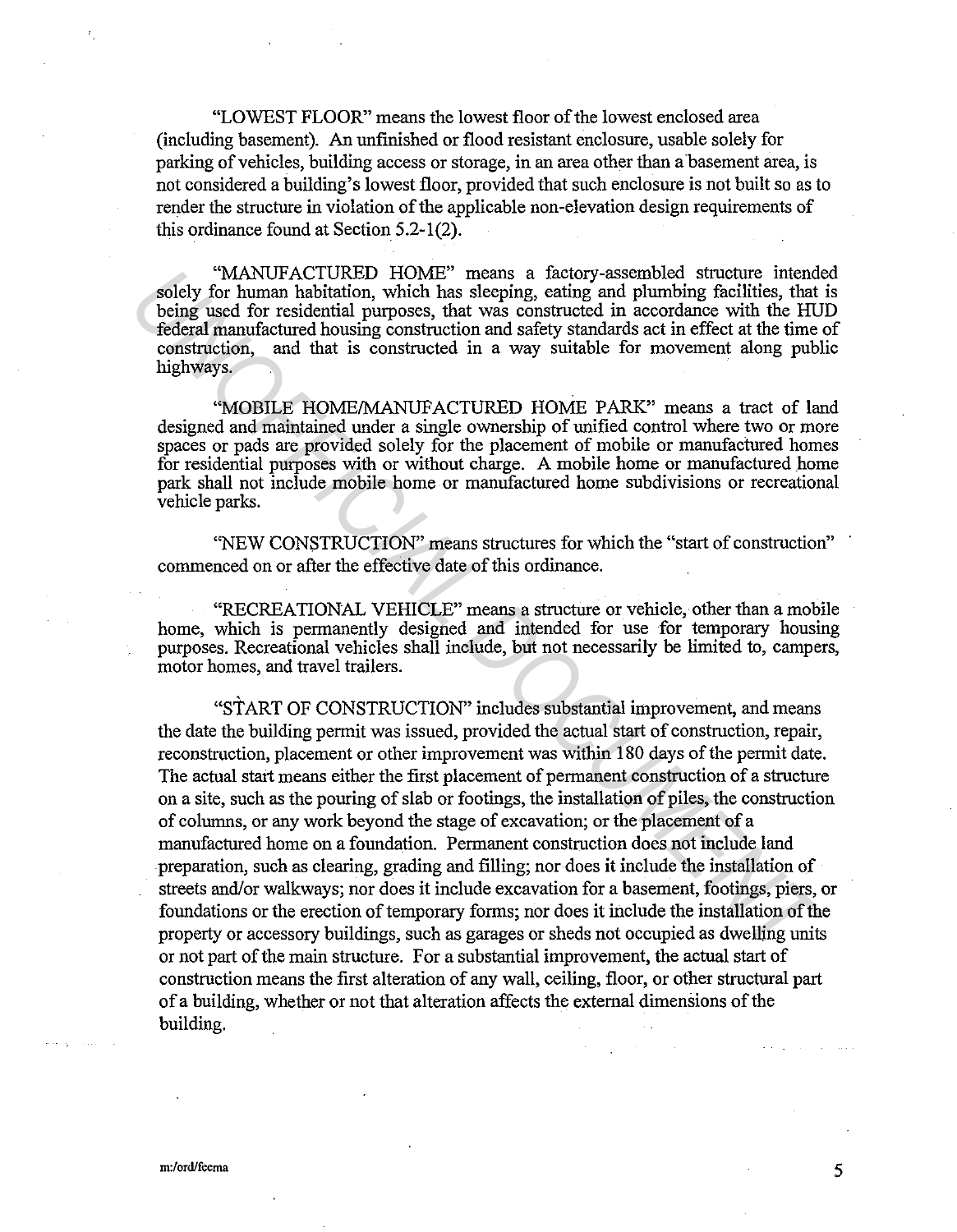"LOWEST FLOOR" means the lowest floor of the lowest enclosed area (including basement). An unfinished or flood resistant enclosure, usable solely for parking of vehicles, building access or storage, in an area other than a basement area, is not considered a building's lowest floor, provided that such enclosure is not built so as to render the structure in violation of the applicable non-elevation design requirements of this ordinance found at Section 5.2-1(2).

"MANUFACTURED HOME" means a factory-assembled structure intended solely for human habitation, which has sleeping, eating and plumbing facilities, that is being used for residential purposes, that was constructed in accordance with the HUD federal manufactured housing construction and safety standards act in effect at the time of construction, and that is constructed in a way suitable for movement along public highways.

"MOBILE HOME/MANUFACTURED HOME PARK" means a tract of land designed and maintained under a single ownership of unified control where two or more spaces or pads are provided solely for the placement of mobile or manufactured homes for residential purposes with or without charge. A mobile home or manufactured home park shall not include mobile home or manufactured home subdivisions or recreational vehicle parks.

"NEW CONSTRUCTION" means structures for which the "start of construction" commenced on or after the effective date of this ordinance.

"RECREATIONAL VEHICLE" means a structure or vehicle, other than a mobile home, which is permanently designed and intended for use for temporary housing purposes. Recreational vehicles shall include, but not necessarily be limited to, campers, motor homes, and travel trailers.

"START OF CONSTRUCTION" includes substantial improvement, and means the date the building permit was issued, provided the actual start of construction, repair, reconstruction, placement or other improvement was within 180 days of the permit date. The actual start means either the first placement of permanent construction of a structure on a site, such as the pouring of slab or footings, the installation of piles, the construction of columns, or any work beyond the stage of excavation; or the placement of a manufactured home on a foundation. Permanent construction does not include land preparation, such as clearing, grading and filling; nor does it include the installation of streets and/or walkways; nor does it include excavation for a basement, footings, piers, or foundations or the erection of temporary forms; nor does it include the installation of the property or accessory buildings, such as garages or sheds not occupied as dwelling units or not part of the main structure. For a substantial improvement, the actual start of construction means the first alteration of any wall, ceiling, floor, or other structural part of a building, whether or not that alteration affects the external dimensions of the building.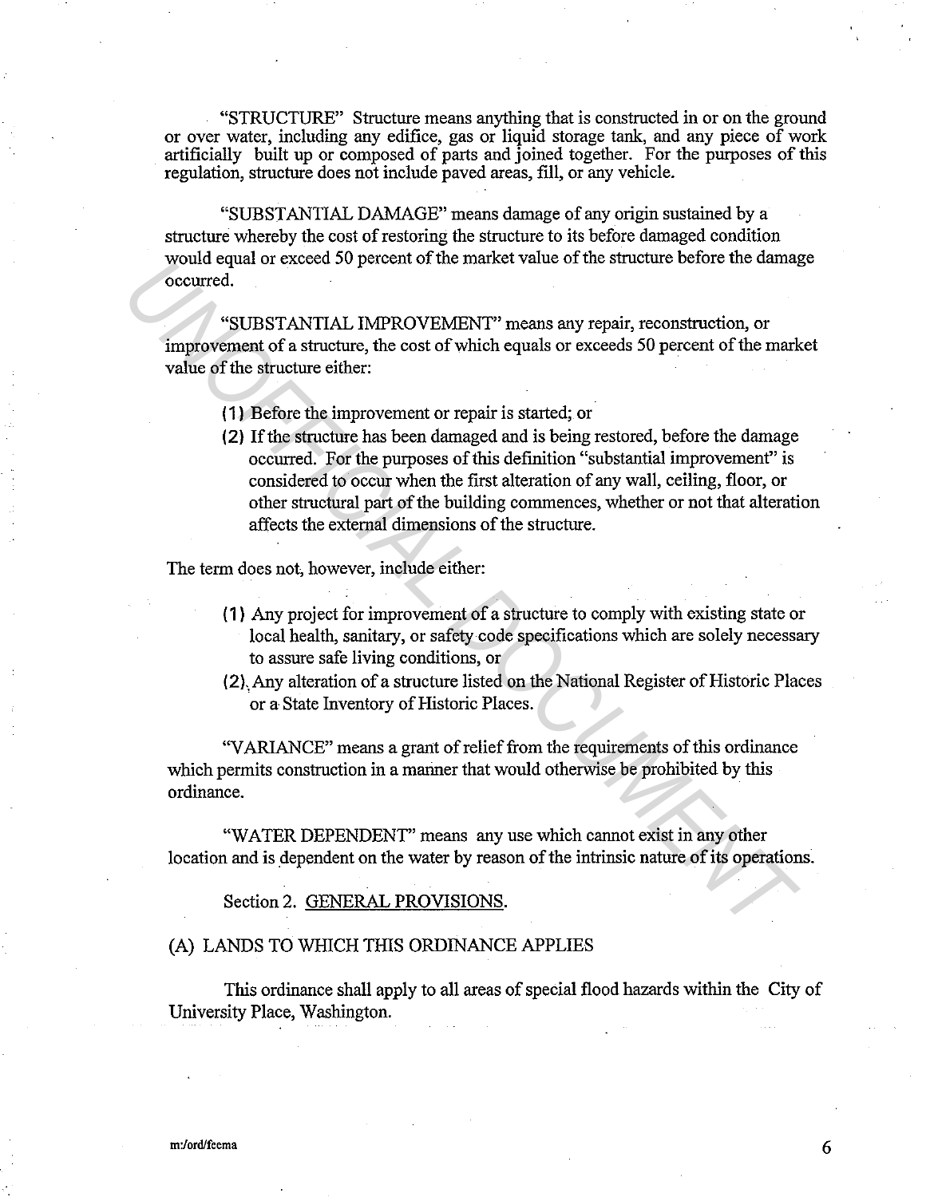"STRUCTURE" Structure means anything that is constructed in or on the ground or over water, including any edifice, gas or liquid storage tank, and any piece of work artificially built up or composed of parts and joined together. For the purposes of this regulation, structure does not include paved areas, fill, or any vehicle.

"SUBSTANTIAL DAMAGE" means damage of any origin sustained by a structure whereby the cost of restoring the structure to its before damaged condition would equal or exceed 50 percent of the market value of the structure before the damage occurred.

"SUBSTANTIAL IMPROVEMENT" means any repair, reconstruction, or improvement of a structure, the cost of which equals or exceeds 50 percent of the market value of the structure either:

(1) Before the improvement or repair is started; or
(2) If the structure has been damaged and is being restored, before the damage occurred. For the purposes of this definition "substantial improvement" is considered to occur when the first alteration of any wall, ceiling, floor, or other structural part of the building commences, whether or not that alteration affects the external dimensions of the structure.

The term does not, however, include either:

(1) Any project for improvement of a structure to comply with existing state or local health, sanitary, or safety code specifications which are solely necessary to assure safe living conditions, or
(2) Any alteration of a structure listed on the National Register of Historic Places or a State Inventory of Historic Places.

"VARIANCE" means a grant of relief from the requirements of this ordinance which permits construction in a manner that would otherwise be prohibited by this ordinance.

"WATER DEPENDENT" means any use which cannot exist in any other location and is dependent on the water by reason of the intrinsic nature of its operations.

Section 2. GENERAL PROVISIONS.

(A) LANDS TO WHICH THIS ORDINANCE APPLIES

This ordinance shall apply to all areas of special flood hazards within the City of University Place, Washington.

m:/ord/fema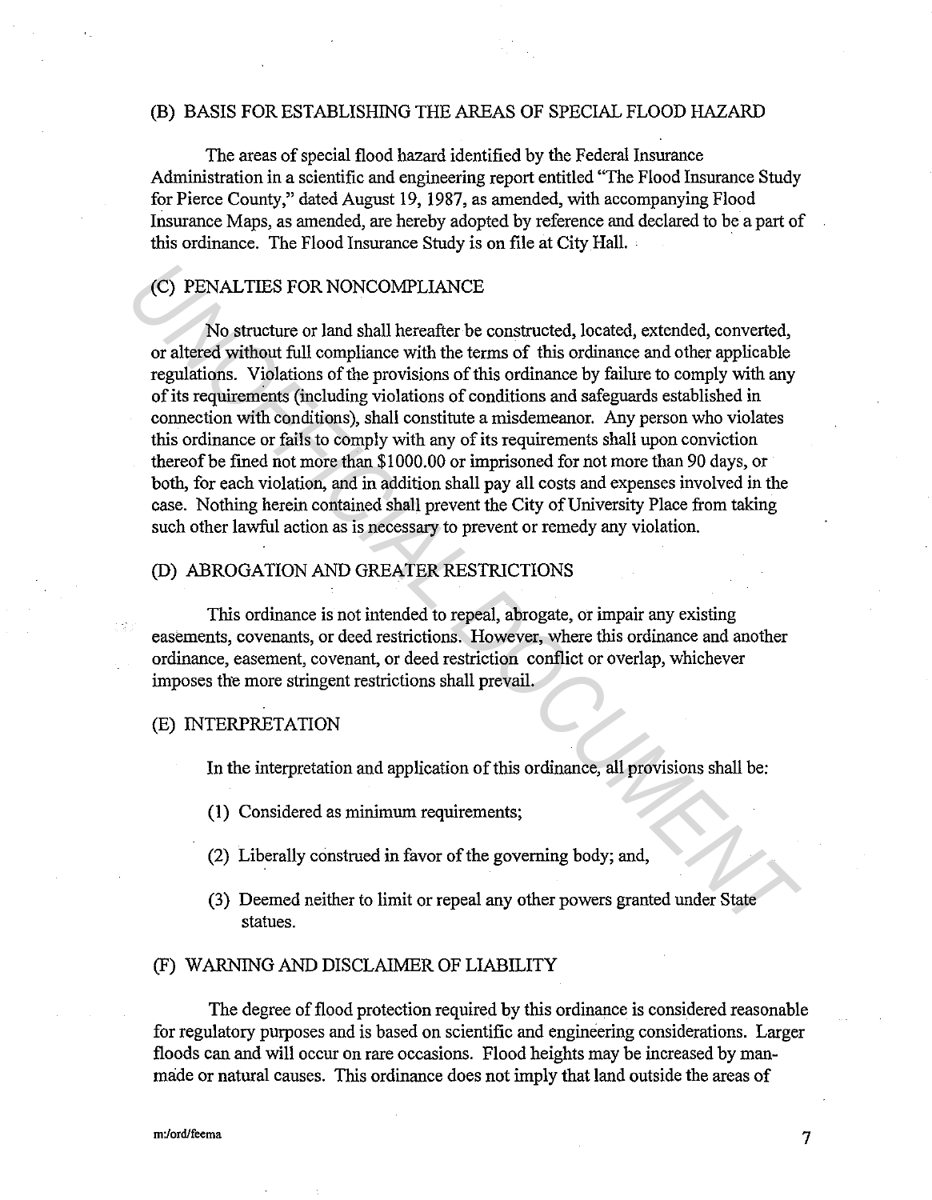## (B) BASIS FOR ESTABLISHING THE AREAS OF SPECIAL FLOOD HAZARD

The areas of special flood hazard identified by the Federal Insurance Administration in a scientific and engineering report entitled "The Flood Insurance Study for Pierce County," dated August 19, 1987, as amended, with accompanying Flood Insurance Maps, as amended, are hereby adopted by reference and declared to be a part of this ordinance. The Flood Insurance Study is on file at City Hall.

## (C) PENALTIES FOR NONCOMPLIANCE

No structure or land shall hereafter be constructed, located, extended, converted, or altered without full compliance with the terms of this ordinance and other applicable regulations. Violations of the provisions of this ordinance by failure to comply with any of its requirements (including violations of conditions and safeguards established in connection with conditions), shall constitute a misdemeanor. Any person who violates this ordinance or fails to comply with any of its requirements shall upon conviction thereof be fined not more than $1000.00 or imprisoned for not more than 90 days, or both, for each violation, and in addition shall pay all costs and expenses involved in the case. Nothing herein contained shall prevent the City of University Place from taking such other lawful action as is necessary to prevent or remedy any violation.

## (D) ABROGATION AND GREATER RESTRICTIONS

This ordinance is not intended to repeal, abrogate, or impair any existing easements, covenants, or deed restrictions. However, where this ordinance and another ordinance, easement, covenant, or deed restriction conflict or overlap, whichever imposes the more stringent restrictions shall prevail.

## (E) INTERPRETATION

In the interpretation and application of this ordinance, all provisions shall be:

(1) Considered as minimum requirements;

(2) Liberally construed in favor of the governing body; and,

(3) Deemed neither to limit or repeal any other powers granted under State statues.

## (F) WARNING AND DISCLAIMER OF LIABILITY

The degree of flood protection required by this ordinance is considered reasonable for regulatory purposes and is based on scientific and engineering considerations. Larger floods can and will occur on rare occasions. Flood heights may be increased by man-made or natural causes. This ordinance does not imply that land outside the areas of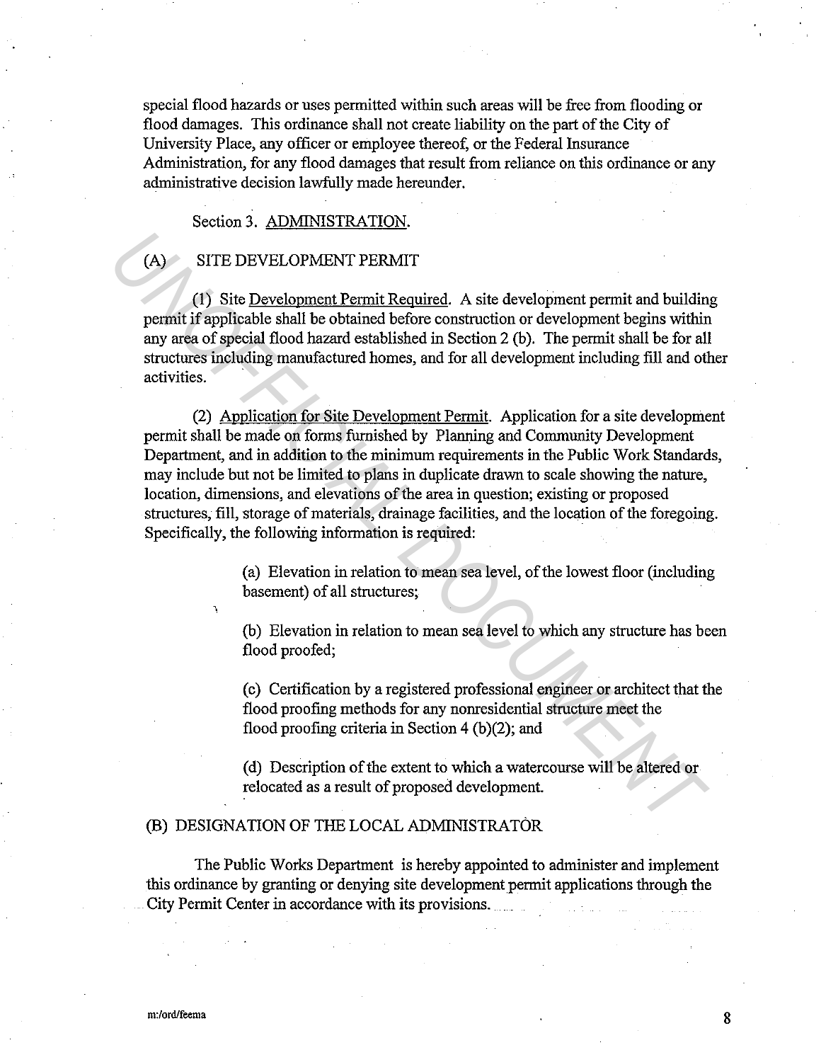special flood hazards or uses permitted within such areas will be free from flooding or flood damages. This ordinance shall not create liability on the part of the City of University Place, any officer or employee thereof, or the Federal Insurance Administration, for any flood damages that result from reliance on this ordinance or any administrative decision lawfully made hereunder.

Section 3. ADMINISTRATION.

(A) SITE DEVELOPMENT PERMIT

(1) Site Development Permit Required. A site development permit and building permit if applicable shall be obtained before construction or development begins within any area of special flood hazard established in Section 2 (b). The permit shall be for all structures including manufactured homes, and for all development including fill and other activities.

(2) Application for Site Development Permit. Application for a site development permit shall be made on forms furnished by Planning and Community Development Department, and in addition to the minimum requirements in the Public Work Standards, may include but not be limited to plans in duplicate drawn to scale showing the nature, location, dimensions, and elevations of the area in question; existing or proposed structures, fill, storage of materials, drainage facilities, and the location of the foregoing. Specifically, the following information is required:

(a) Elevation in relation to mean sea level, of the lowest floor (including basement) of all structures;

(b) Elevation in relation to mean sea level to which any structure has been flood proofed;

(c) Certification by a registered professional engineer or architect that the flood proofing methods for any nonresidential structure meet the flood proofing criteria in Section 4 (b)(2); and

(d) Description of the extent to which a watercourse will be altered or relocated as a result of proposed development.

(B) DESIGNATION OF THE LOCAL ADMINISTRATOR

The Public Works Department is hereby appointed to administer and implement this ordinance by granting or denying site development permit applications through the City Permit Center in accordance with its provisions.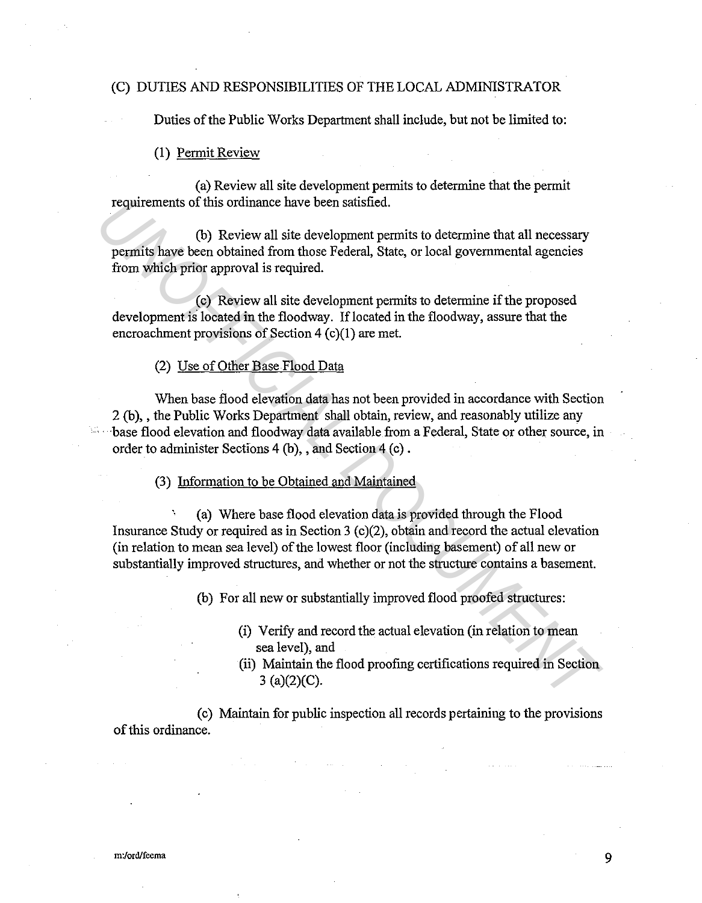(C) DUTIES AND RESPONSIBILITIES OF THE LOCAL ADMINISTRATOR

Duties of the Public Works Department shall include, but not be limited to:

(1) Permit Review

(a) Review all site development permits to determine that the permit requirements of this ordinance have been satisfied.

(b) Review all site development permits to determine that all necessary permits have been obtained from those Federal, State, or local governmental agencies from which prior approval is required.

(c) Review all site development permits to determine if the proposed development is located in the floodway. If located in the floodway, assure that the encroachment provisions of Section 4 (c)(1) are met.

(2) Use of Other Base Flood Data

When base flood elevation data has not been provided in accordance with Section 2 (b), , the Public Works Department shall obtain, review, and reasonably utilize any base flood elevation and floodway data available from a Federal, State or other source, in order to administer Sections 4 (b), , and Section 4 (c) .

(3) Information to be Obtained and Maintained

(a) Where base flood elevation data is provided through the Flood Insurance Study or required as in Section 3 (c)(2), obtain and record the actual elevation (in relation to mean sea level) of the lowest floor (including basement) of all new or substantially improved structures, and whether or not the structure contains a basement.

(b) For all new or substantially improved flood proofed structures:

(i) Verify and record the actual elevation (in relation to mean sea level), and
(ii) Maintain the flood proofing certifications required in Section 3 (a)(2)(C).

(c) Maintain for public inspection all records pertaining to the provisions of this ordinance.

m:/ord/fecma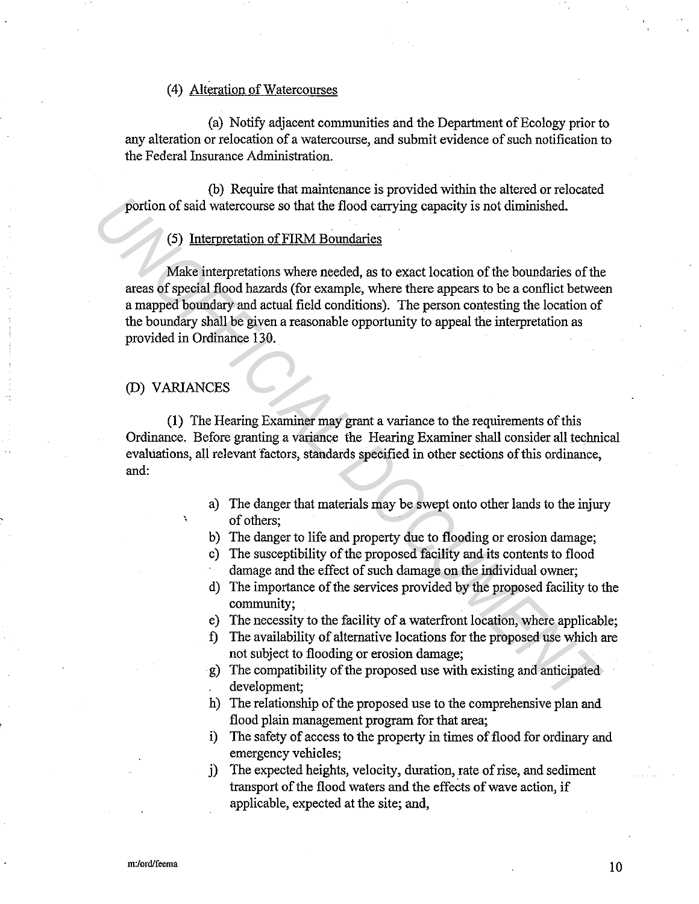(4) Alteration of Watercourses

(a) Notify adjacent communities and the Department of Ecology prior to any alteration or relocation of a watercourse, and submit evidence of such notification to the Federal Insurance Administration.

(b) Require that maintenance is provided within the altered or relocated portion of said watercourse so that the flood carrying capacity is not diminished.

(5) Interpretation of FIRM Boundaries

Make interpretations where needed, as to exact location of the boundaries of the areas of special flood hazards (for example, where there appears to be a conflict between a mapped boundary and actual field conditions). The person contesting the location of the boundary shall be given a reasonable opportunity to appeal the interpretation as provided in Ordinance 130.

(D) VARIANCES

(1) The Hearing Examiner may grant a variance to the requirements of this Ordinance. Before granting a variance the Hearing Examiner shall consider all technical evaluations, all relevant factors, standards specified in other sections of this ordinance, and:

a) The danger that materials may be swept onto other lands to the injury of others;
b) The danger to life and property due to flooding or erosion damage;
c) The susceptibility of the proposed facility and its contents to flood damage and the effect of such damage on the individual owner;
d) The importance of the services provided by the proposed facility to the community;
e) The necessity to the facility of a waterfront location, where applicable;
f) The availability of alternative locations for the proposed use which are not subject to flooding or erosion damage;
g) The compatibility of the proposed use with existing and anticipated development;
h) The relationship of the proposed use to the comprehensive plan and flood plain management program for that area;
i) The safety of access to the property in times of flood for ordinary and emergency vehicles;
j) The expected heights, velocity, duration, rate of rise, and sediment transport of the flood waters and the effects of wave action, if applicable, expected at the site; and,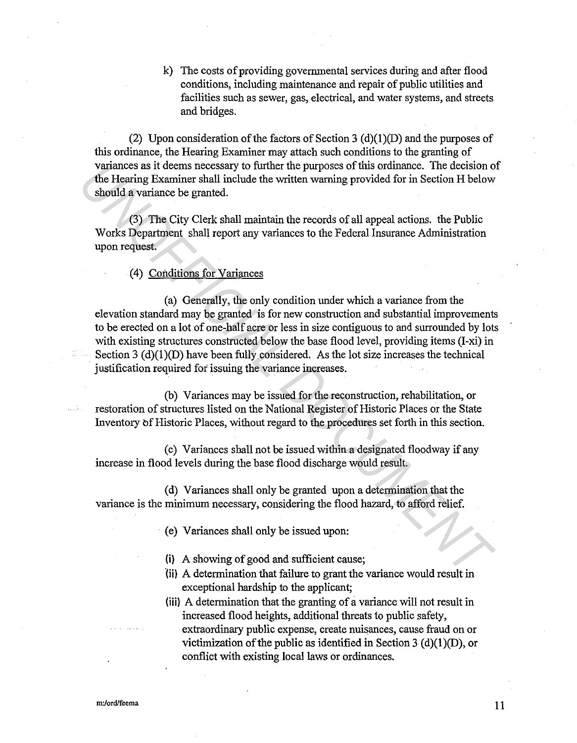k) The costs of providing governmental services during and after flood conditions, including maintenance and repair of public utilities and facilities such as sewer, gas, electrical, and water systems, and streets and bridges.

(2) Upon consideration of the factors of Section 3 (d)(1)(D) and the purposes of this ordinance, the Hearing Examiner may attach such conditions to the granting of variances as it deems necessary to further the purposes of this ordinance. The decision of the Hearing Examiner shall include the written warning provided for in Section H below should a variance be granted.

(3) The City Clerk shall maintain the records of all appeal actions. the Public Works Department shall report any variances to the Federal Insurance Administration upon request.

(4) <u>Conditions for Variances</u>

(a) Generally, the only condition under which a variance from the elevation standard may be granted is for new construction and substantial improvements to be erected on a lot of one-half acre or less in size contiguous to and surrounded by lots with existing structures constructed below the base flood level, providing items (I-xi) in Section 3 (d)(1)(D) have been fully considered. As the lot size increases the technical justification required for issuing the variance increases.

(b) Variances may be issued for the reconstruction, rehabilitation, or restoration of structures listed on the National Register of Historic Places or the State Inventory of Historic Places, without regard to the procedures set forth in this section.

(c) Variances shall not be issued within a designated floodway if any increase in flood levels during the base flood discharge would result.

(d) Variances shall only be granted upon a determination that the variance is the minimum necessary, considering the flood hazard, to afford relief.

(e) Variances shall only be issued upon:

(i) A showing of good and sufficient cause;
(ii) A determination that failure to grant the variance would result in exceptional hardship to the applicant;
(iii) A determination that the granting of a variance will not result in increased flood heights, additional threats to public safety, extraordinary public expense, create nuisances, cause fraud on or victimization of the public as identified in Section 3 (d)(1)(D), or conflict with existing local laws or ordinances.

m:/ord/feema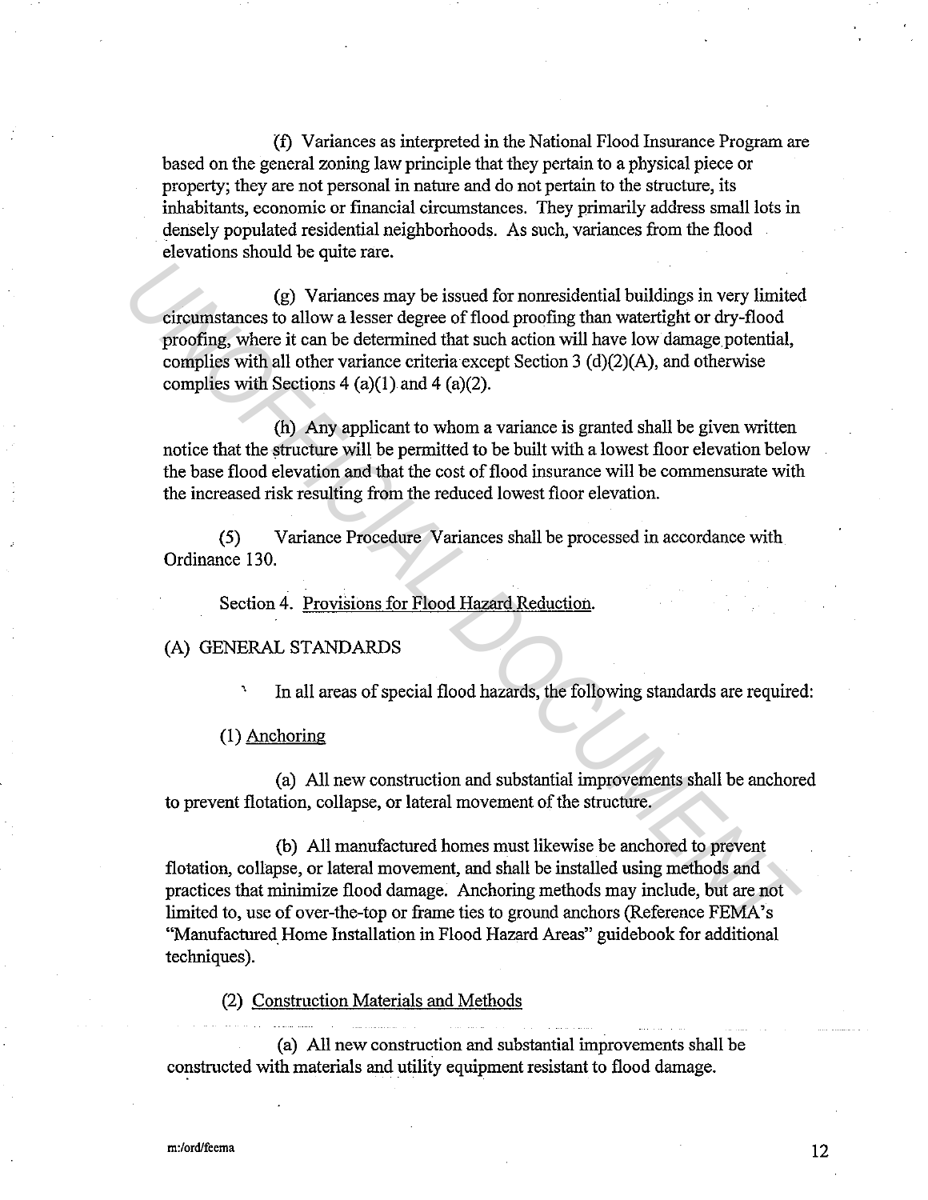(f) Variances as interpreted in the National Flood Insurance Program are based on the general zoning law principle that they pertain to a physical piece or property; they are not personal in nature and do not pertain to the structure, its inhabitants, economic or financial circumstances. They primarily address small lots in densely populated residential neighborhoods. As such, variances from the flood elevations should be quite rare.

(g) Variances may be issued for nonresidential buildings in very limited circumstances to allow a lesser degree of flood proofing than watertight or dry-flood proofing, where it can be determined that such action will have low damage potential, complies with all other variance criteria except Section 3 (d)(2)(A), and otherwise complies with Sections 4 (a)(1) and 4 (a)(2).

(h) Any applicant to whom a variance is granted shall be given written notice that the structure will be permitted to be built with a lowest floor elevation below the base flood elevation and that the cost of flood insurance will be commensurate with the increased risk resulting from the reduced lowest floor elevation.

(5) Variance Procedure Variances shall be processed in accordance with Ordinance 130.

Section 4. Provisions for Flood Hazard Reduction.

(A) GENERAL STANDARDS

In all areas of special flood hazards, the following standards are required:

(1) Anchoring

(a) All new construction and substantial improvements shall be anchored to prevent flotation, collapse, or lateral movement of the structure.

(b) All manufactured homes must likewise be anchored to prevent flotation, collapse, or lateral movement, and shall be installed using methods and practices that minimize flood damage. Anchoring methods may include, but are not limited to, use of over-the-top or frame ties to ground anchors (Reference FEMA's "Manufactured Home Installation in Flood Hazard Areas" guidebook for additional techniques).

(2) Construction Materials and Methods

(a) All new construction and substantial improvements shall be constructed with materials and utility equipment resistant to flood damage.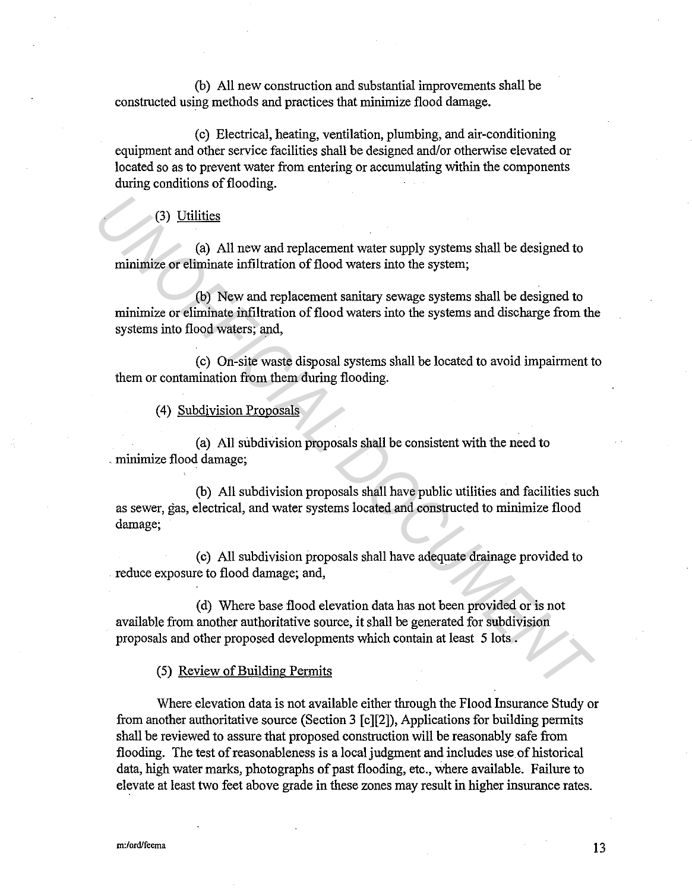(b) All new construction and substantial improvements shall be constructed using methods and practices that minimize flood damage.

(c) Electrical, heating, ventilation, plumbing, and air-conditioning equipment and other service facilities shall be designed and/or otherwise elevated or located so as to prevent water from entering or accumulating within the components during conditions of flooding.

(3) Utilities

(a) All new and replacement water supply systems shall be designed to minimize or eliminate infiltration of flood waters into the system;

(b) New and replacement sanitary sewage systems shall be designed to minimize or eliminate infiltration of flood waters into the systems and discharge from the systems into flood waters; and,

(c) On-site waste disposal systems shall be located to avoid impairment to them or contamination from them during flooding.

(4) Subdivision Proposals

(a) All subdivision proposals shall be consistent with the need to minimize flood damage;

(b) All subdivision proposals shall have public utilities and facilities such as sewer, gas, electrical, and water systems located and constructed to minimize flood damage;

(c) All subdivision proposals shall have adequate drainage provided to reduce exposure to flood damage; and,

(d) Where base flood elevation data has not been provided or is not available from another authoritative source, it shall be generated for subdivision proposals and other proposed developments which contain at least 5 lots.

(5) Review of Building Permits

Where elevation data is not available either through the Flood Insurance Study or from another authoritative source (Section 3 [c][2]), Applications for building permits shall be reviewed to assure that proposed construction will be reasonably safe from flooding. The test of reasonableness is a local judgment and includes use of historical data, high water marks, photographs of past flooding, etc., where available. Failure to elevate at least two feet above grade in these zones may result in higher insurance rates.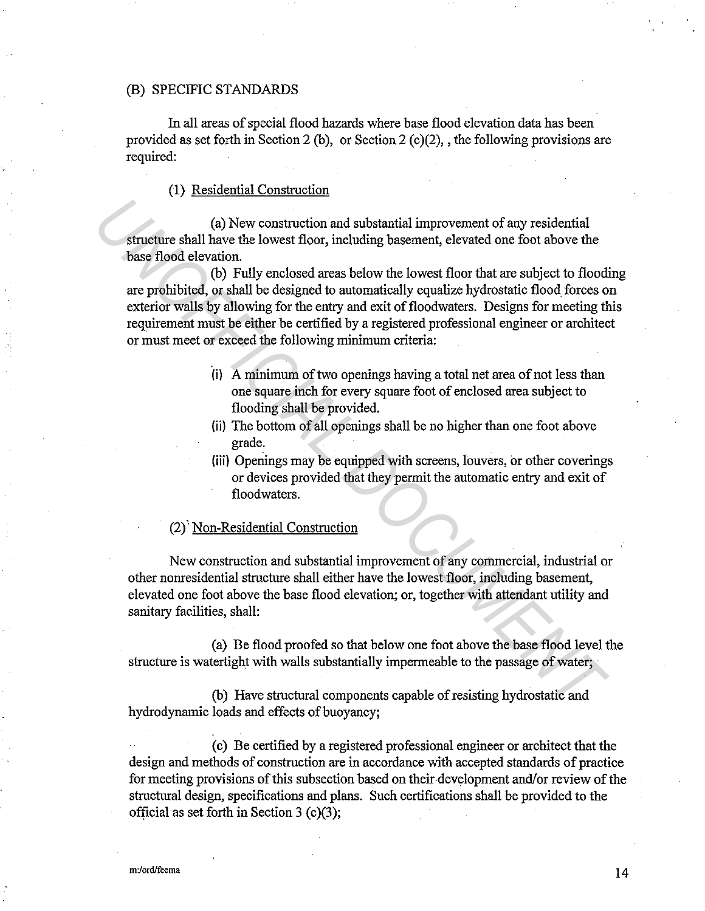(B) SPECIFIC STANDARDS

In all areas of special flood hazards where base flood elevation data has been provided as set forth in Section 2 (b), or Section 2 (c)(2), , the following provisions are required:

(1) Residential Construction

(a) New construction and substantial improvement of any residential structure shall have the lowest floor, including basement, elevated one foot above the base flood elevation.

(b) Fully enclosed areas below the lowest floor that are subject to flooding are prohibited, or shall be designed to automatically equalize hydrostatic flood forces on exterior walls by allowing for the entry and exit of floodwaters. Designs for meeting this requirement must be either be certified by a registered professional engineer or architect or must meet or exceed the following minimum criteria:

- (i) A minimum of two openings having a total net area of not less than one square inch for every square foot of enclosed area subject to flooding shall be provided.
- (ii) The bottom of all openings shall be no higher than one foot above grade.
- (iii) Openings may be equipped with screens, louvers, or other coverings or devices provided that they permit the automatic entry and exit of floodwaters.

(2) Non-Residential Construction

New construction and substantial improvement of any commercial, industrial or other nonresidential structure shall either have the lowest floor, including basement, elevated one foot above the base flood elevation; or, together with attendant utility and sanitary facilities, shall:

(a) Be flood proofed so that below one foot above the base flood level the structure is watertight with walls substantially impermeable to the passage of water;

(b) Have structural components capable of resisting hydrostatic and hydrodynamic loads and effects of buoyancy;

(c) Be certified by a registered professional engineer or architect that the design and methods of construction are in accordance with accepted standards of practice for meeting provisions of this subsection based on their development and/or review of the structural design, specifications and plans. Such certifications shall be provided to the official as set forth in Section 3 (c)(3);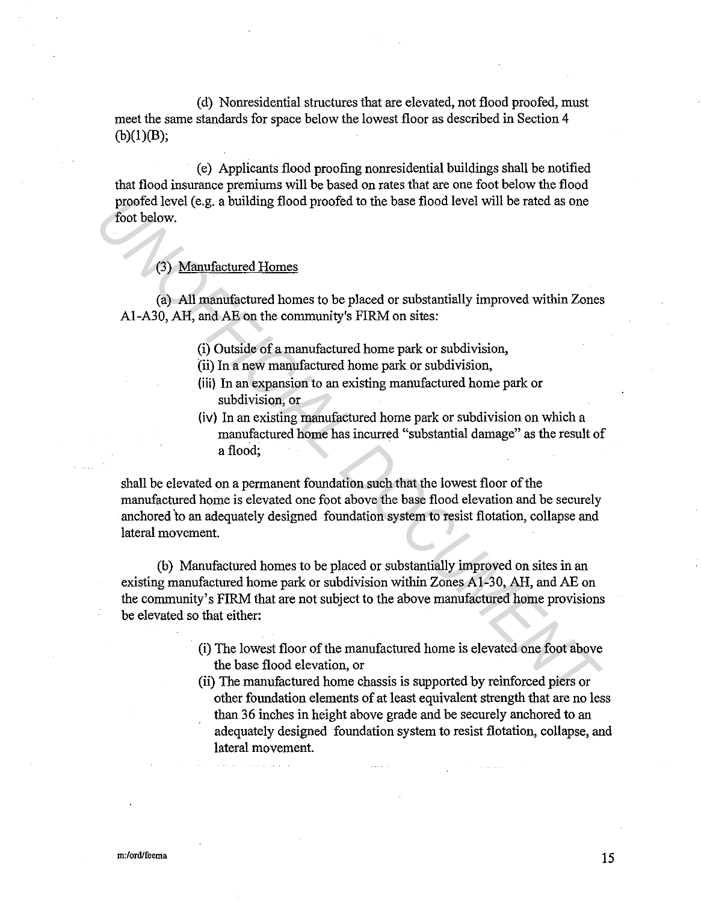(d) Nonresidential structures that are elevated, not flood proofed, must meet the same standards for space below the lowest floor as described in Section 4 (b)(1)(B);

(e) Applicants flood proofing nonresidential buildings shall be notified that flood insurance premiums will be based on rates that are one foot below the flood proofed level (e.g. a building flood proofed to the base flood level will be rated as one foot below.

(3) Manufactured Homes

(a) All manufactured homes to be placed or substantially improved within Zones A1-A30, AH, and AE on the community's FIRM on sites:

(i) Outside of a manufactured home park or subdivision,
(ii) In a new manufactured home park or subdivision,
(iii) In an expansion to an existing manufactured home park or subdivision, or
(iv) In an existing manufactured home park or subdivision on which a manufactured home has incurred "substantial damage" as the result of a flood;

shall be elevated on a permanent foundation such that the lowest floor of the manufactured home is elevated one foot above the base flood elevation and be securely anchored to an adequately designed foundation system to resist flotation, collapse and lateral movement.

(b) Manufactured homes to be placed or substantially improved on sites in an existing manufactured home park or subdivision within Zones A1-30, AH, and AE on the community's FIRM that are not subject to the above manufactured home provisions be elevated so that either:

(i) The lowest floor of the manufactured home is elevated one foot above the base flood elevation, or
(ii) The manufactured home chassis is supported by reinforced piers or other foundation elements of at least equivalent strength that are no less than 36 inches in height above grade and be securely anchored to an adequately designed foundation system to resist flotation, collapse, and lateral movement.

m:/ord/feema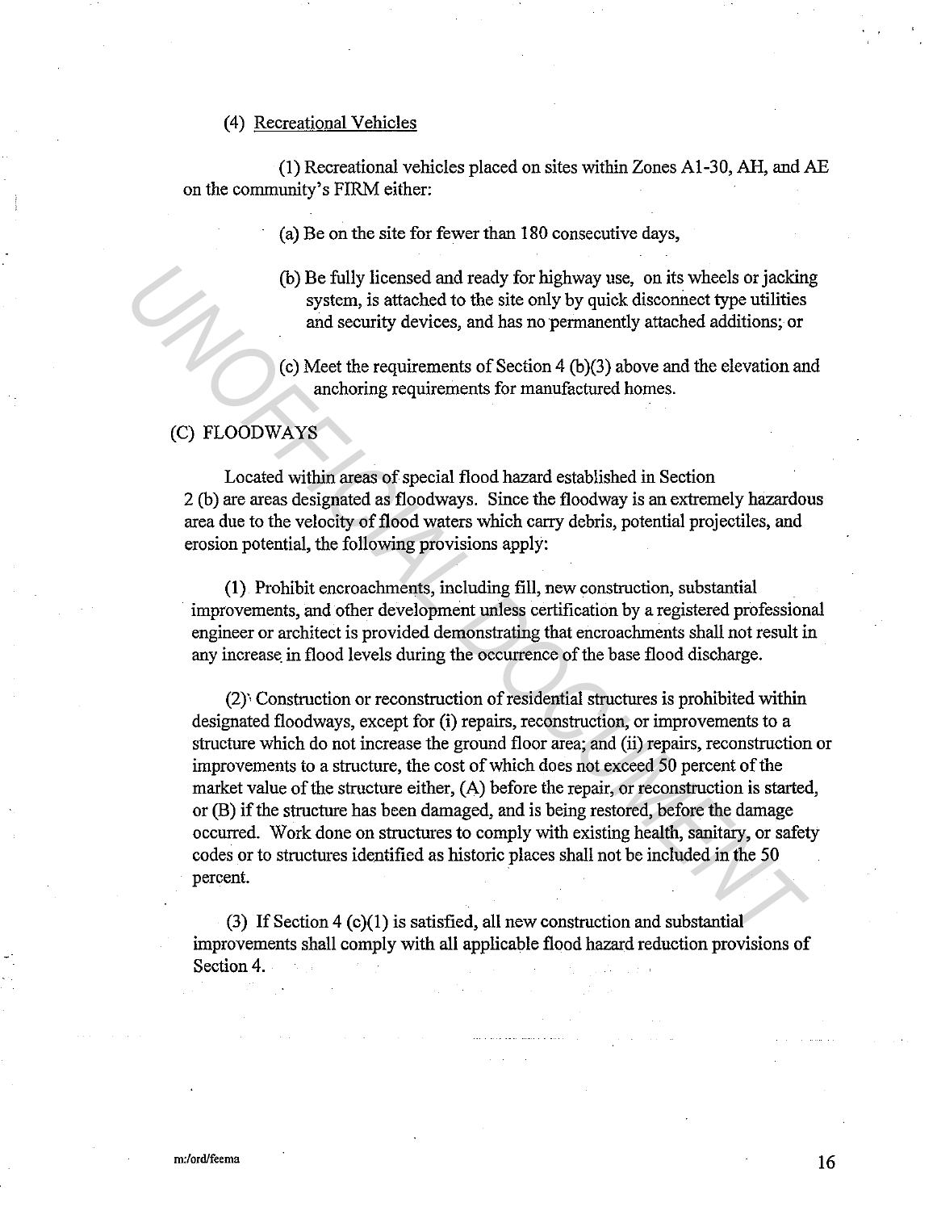(4) Recreational Vehicles

(1) Recreational vehicles placed on sites within Zones A1-30, AH, and AE on the community's FIRM either:

(a) Be on the site for fewer than 180 consecutive days,

(b) Be fully licensed and ready for highway use, on its wheels or jacking system, is attached to the site only by quick disconnect type utilities and security devices, and has no permanently attached additions; or

(c) Meet the requirements of Section 4 (b)(3) above and the elevation and anchoring requirements for manufactured homes.

(C) FLOODWAYS

Located within areas of special flood hazard established in Section 2 (b) are areas designated as floodways. Since the floodway is an extremely hazardous area due to the velocity of flood waters which carry debris, potential projectiles, and erosion potential, the following provisions apply:

(1) Prohibit encroachments, including fill, new construction, substantial improvements, and other development unless certification by a registered professional engineer or architect is provided demonstrating that encroachments shall not result in any increase in flood levels during the occurrence of the base flood discharge.

(2) Construction or reconstruction of residential structures is prohibited within designated floodways, except for (i) repairs, reconstruction, or improvements to a structure which do not increase the ground floor area; and (ii) repairs, reconstruction or improvements to a structure, the cost of which does not exceed 50 percent of the market value of the structure either, (A) before the repair, or reconstruction is started, or (B) if the structure has been damaged, and is being restored, before the damage occurred. Work done on structures to comply with existing health, sanitary, or safety codes or to structures identified as historic places shall not be included in the 50 percent.

(3) If Section 4 (c)(1) is satisfied, all new construction and substantial improvements shall comply with all applicable flood hazard reduction provisions of Section 4.

m:/ord/feema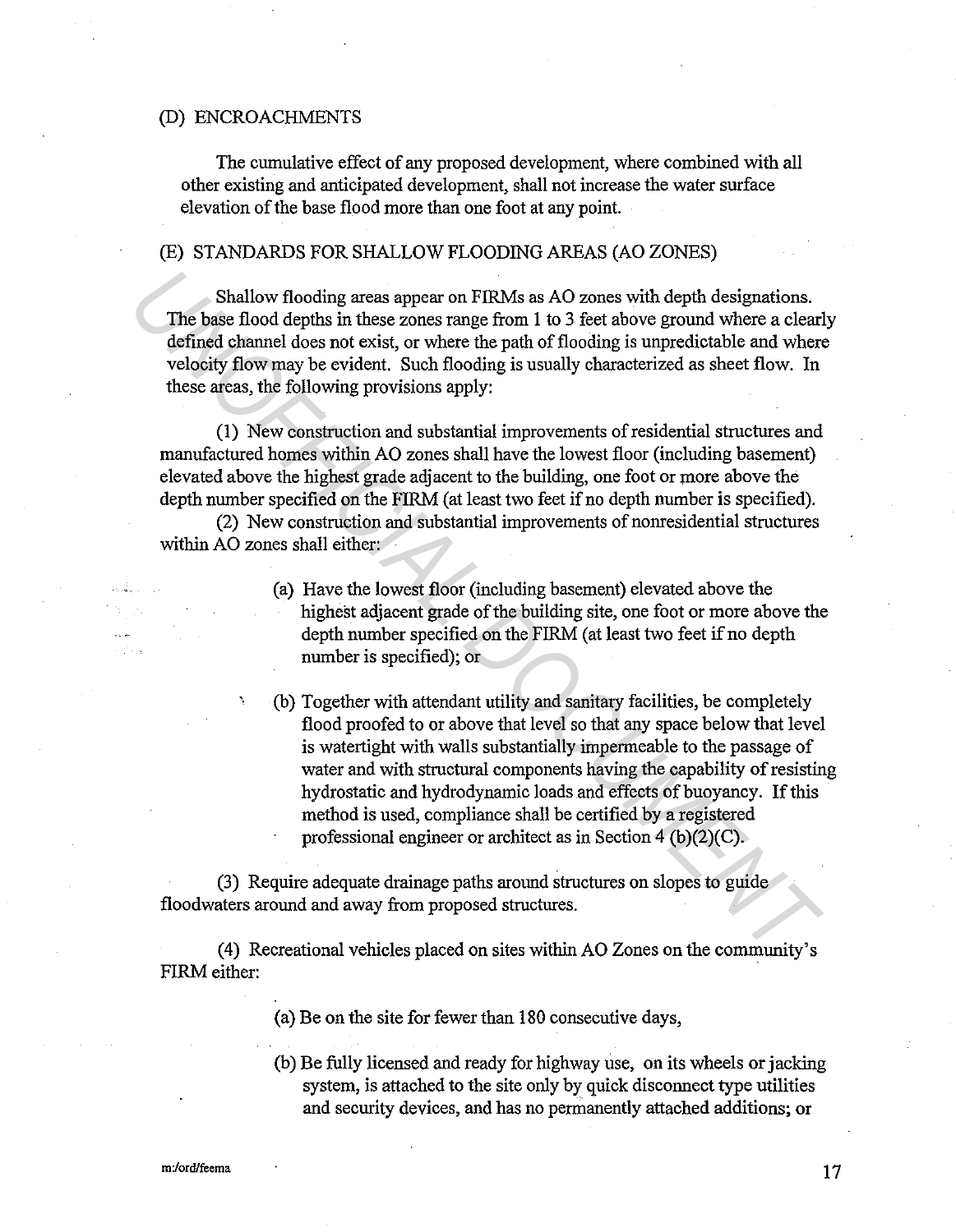(D) ENCROACHMENTS

The cumulative effect of any proposed development, where combined with all other existing and anticipated development, shall not increase the water surface elevation of the base flood more than one foot at any point.

(E) STANDARDS FOR SHALLOW FLOODING AREAS (AO ZONES)

Shallow flooding areas appear on FIRMs as AO zones with depth designations. The base flood depths in these zones range from 1 to 3 feet above ground where a clearly defined channel does not exist, or where the path of flooding is unpredictable and where velocity flow may be evident. Such flooding is usually characterized as sheet flow. In these areas, the following provisions apply:

(1) New construction and substantial improvements of residential structures and manufactured homes within AO zones shall have the lowest floor (including basement) elevated above the highest grade adjacent to the building, one foot or more above the depth number specified on the FIRM (at least two feet if no depth number is specified).

(2) New construction and substantial improvements of nonresidential structures within AO zones shall either:

(a) Have the lowest floor (including basement) elevated above the highest adjacent grade of the building site, one foot or more above the depth number specified on the FIRM (at least two feet if no depth number is specified); or

(b) Together with attendant utility and sanitary facilities, be completely flood proofed to or above that level so that any space below that level is watertight with walls substantially impermeable to the passage of water and with structural components having the capability of resisting hydrostatic and hydrodynamic loads and effects of buoyancy. If this method is used, compliance shall be certified by a registered professional engineer or architect as in Section 4 (b)(2)(C).

(3) Require adequate drainage paths around structures on slopes to guide floodwaters around and away from proposed structures.

(4) Recreational vehicles placed on sites within AO Zones on the community's FIRM either:

(a) Be on the site for fewer than 180 consecutive days,

(b) Be fully licensed and ready for highway use, on its wheels or jacking system, is attached to the site only by quick disconnect type utilities and security devices, and has no permanently attached additions; or

m:/ord/feema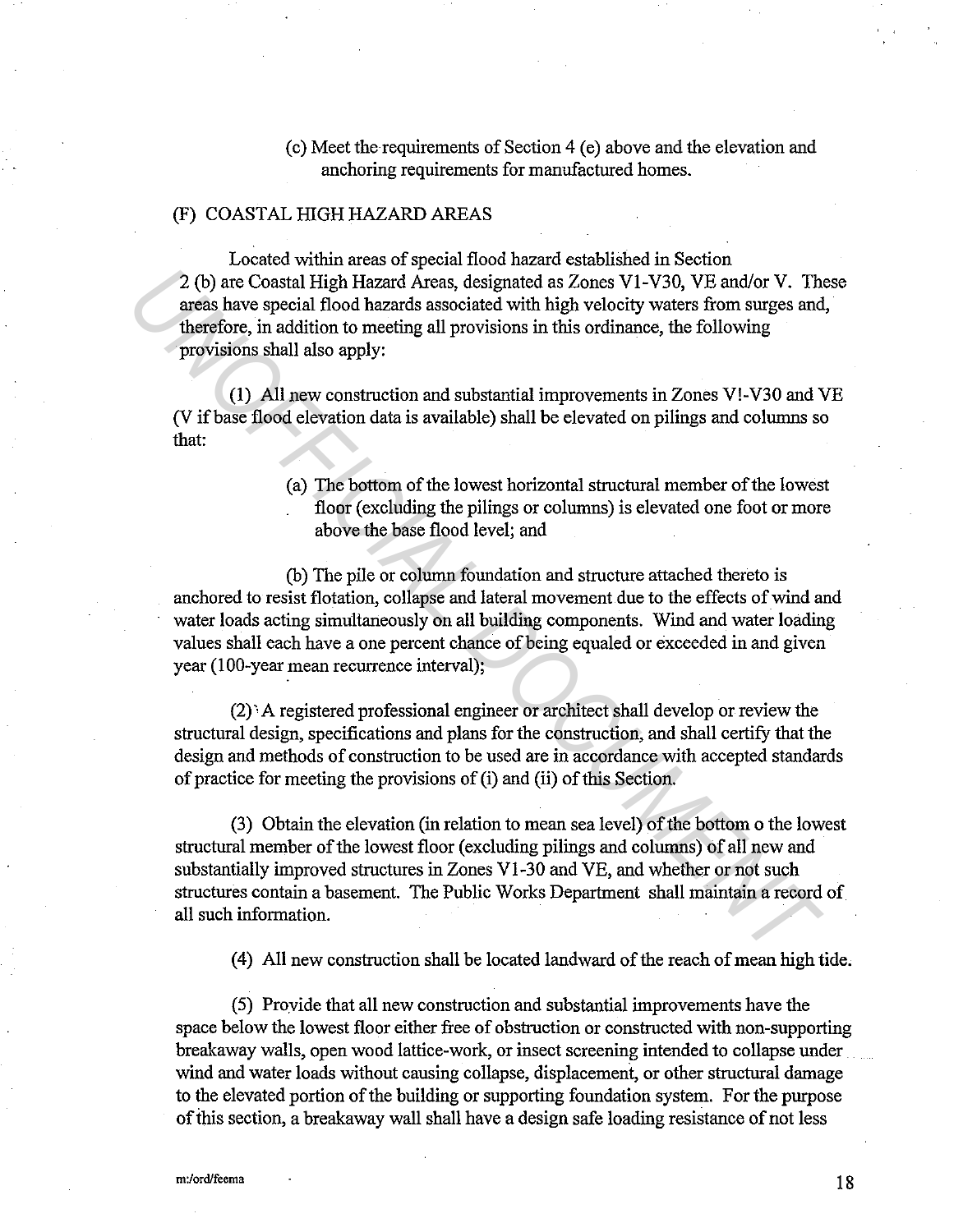(c) Meet the requirements of Section 4 (e) above and the elevation and anchoring requirements for manufactured homes.

(F) COASTAL HIGH HAZARD AREAS

Located within areas of special flood hazard established in Section 2 (b) are Coastal High Hazard Areas, designated as Zones V1-V30, VE and/or V. These areas have special flood hazards associated with high velocity waters from surges and, therefore, in addition to meeting all provisions in this ordinance, the following provisions shall also apply:

(1) All new construction and substantial improvements in Zones V!-V30 and VE (V if base flood elevation data is available) shall be elevated on pilings and columns so that:

(a) The bottom of the lowest horizontal structural member of the lowest floor (excluding the pilings or columns) is elevated one foot or more above the base flood level; and

(b) The pile or column foundation and structure attached thereto is anchored to resist flotation, collapse and lateral movement due to the effects of wind and water loads acting simultaneously on all building components. Wind and water loading values shall each have a one percent chance of being equaled or exceeded in and given year (100-year mean recurrence interval);

(2) A registered professional engineer or architect shall develop or review the structural design, specifications and plans for the construction, and shall certify that the design and methods of construction to be used are in accordance with accepted standards of practice for meeting the provisions of (i) and (ii) of this Section.

(3) Obtain the elevation (in relation to mean sea level) of the bottom o the lowest structural member of the lowest floor (excluding pilings and columns) of all new and substantially improved structures in Zones V1-30 and VE, and whether or not such structures contain a basement. The Public Works Department shall maintain a record of all such information.

(4) All new construction shall be located landward of the reach of mean high tide.

(5) Provide that all new construction and substantial improvements have the space below the lowest floor either free of obstruction or constructed with non-supporting breakaway walls, open wood lattice-work, or insect screening intended to collapse under wind and water loads without causing collapse, displacement, or other structural damage to the elevated portion of the building or supporting foundation system. For the purpose of this section, a breakaway wall shall have a design safe loading resistance of not less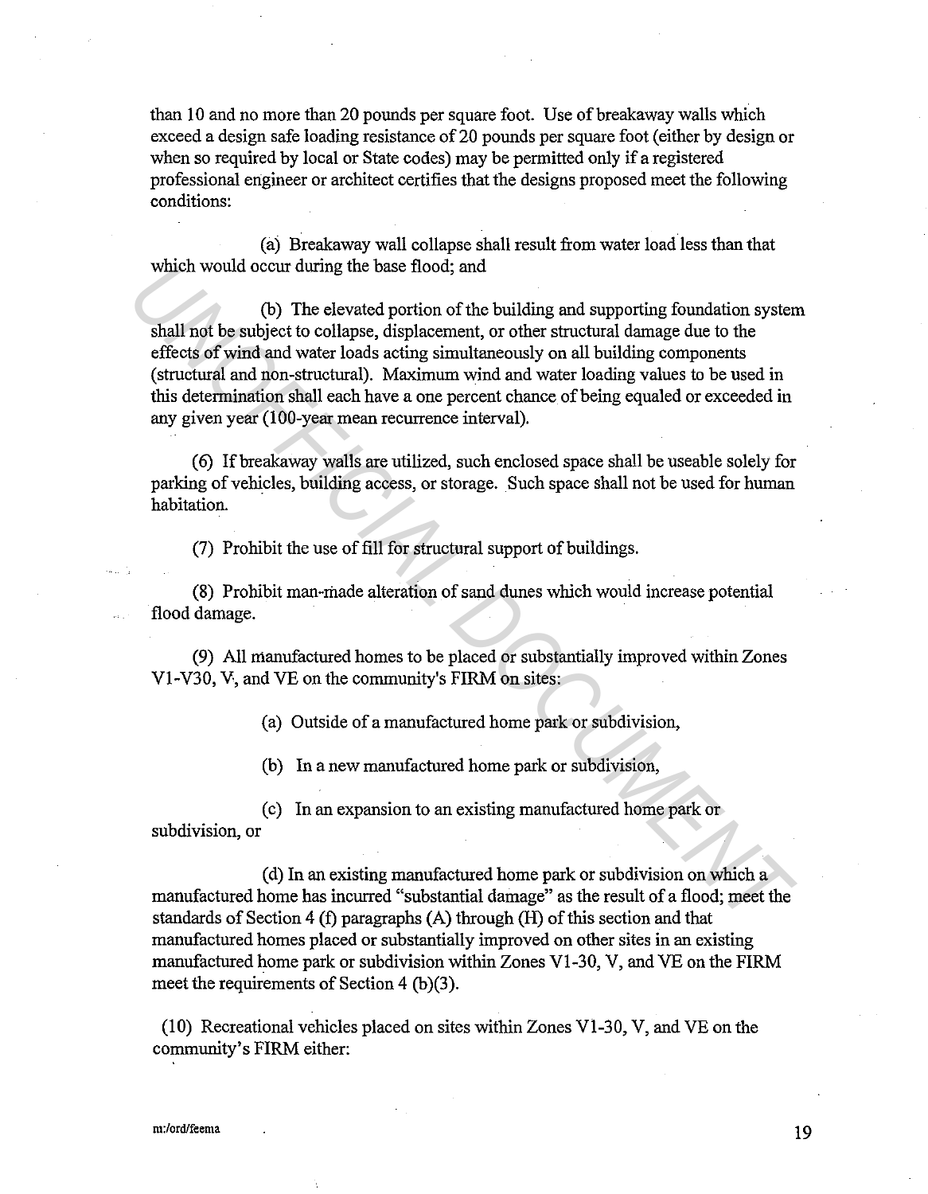than 10 and no more than 20 pounds per square foot. Use of breakaway walls which exceed a design safe loading resistance of 20 pounds per square foot (either by design or when so required by local or State codes) may be permitted only if a registered professional engineer or architect certifies that the designs proposed meet the following conditions:

(a) Breakaway wall collapse shall result from water load less than that which would occur during the base flood; and

(b) The elevated portion of the building and supporting foundation system shall not be subject to collapse, displacement, or other structural damage due to the effects of wind and water loads acting simultaneously on all building components (structural and non-structural). Maximum wind and water loading values to be used in this determination shall each have a one percent chance of being equaled or exceeded in any given year (100-year mean recurrence interval).

(6) If breakaway walls are utilized, such enclosed space shall be useable solely for parking of vehicles, building access, or storage. Such space shall not be used for human habitation.

(7) Prohibit the use of fill for structural support of buildings.

(8) Prohibit man-made alteration of sand dunes which would increase potential flood damage.

(9) All manufactured homes to be placed or substantially improved within Zones V1-V30, V, and VE on the community's FIRM on sites:

(a) Outside of a manufactured home park or subdivision,

(b) In a new manufactured home park or subdivision,

(c) In an expansion to an existing manufactured home park or subdivision, or

(d) In an existing manufactured home park or subdivision on which a manufactured home has incurred "substantial damage" as the result of a flood; meet the standards of Section 4 (f) paragraphs (A) through (H) of this section and that manufactured homes placed or substantially improved on other sites in an existing manufactured home park or subdivision within Zones V1-30, V, and VE on the FIRM meet the requirements of Section 4 (b)(3).

(10) Recreational vehicles placed on sites within Zones V1-30, V, and VE on the community's FIRM either:

m:/ord/feema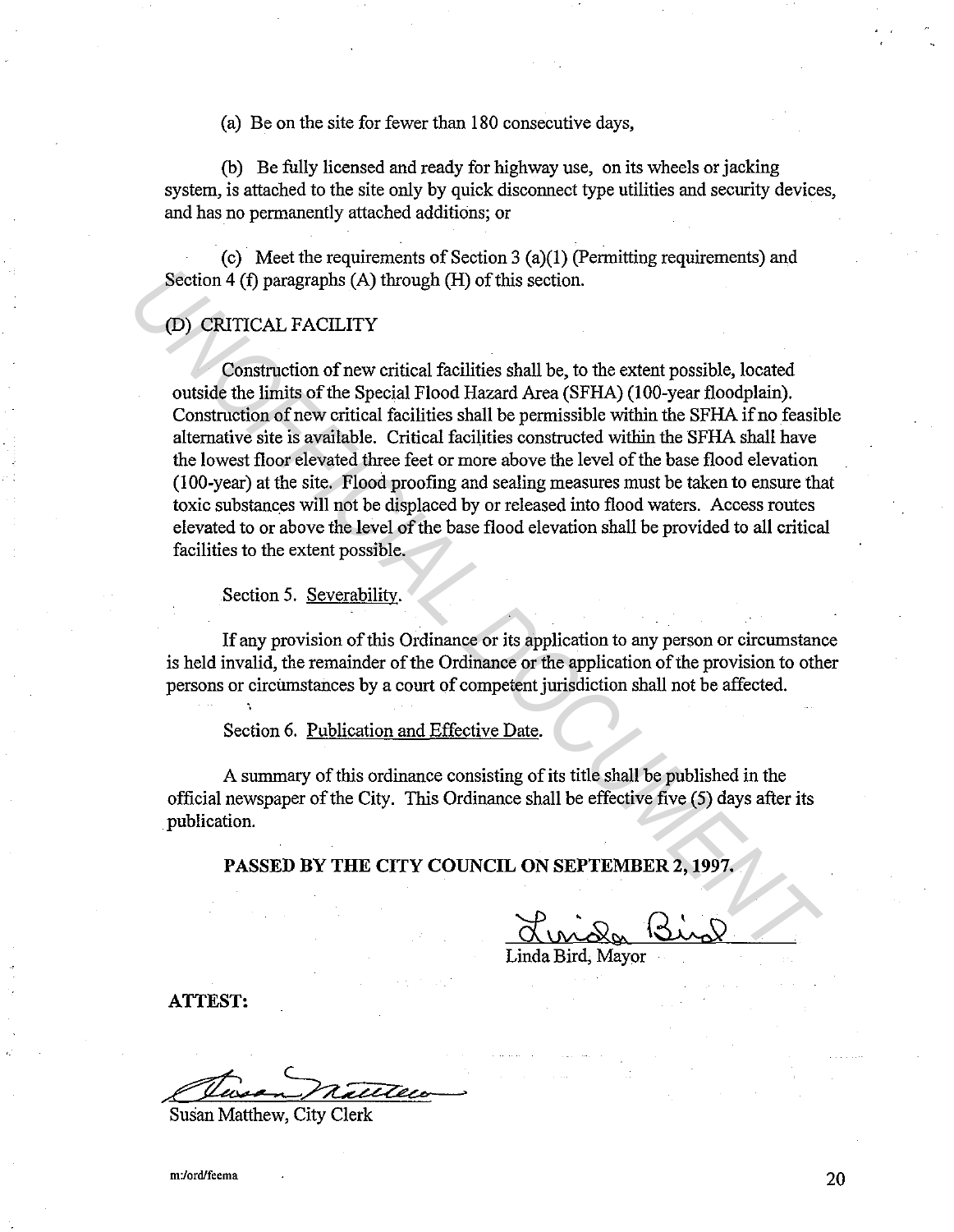(a) Be on the site for fewer than 180 consecutive days,

(b) Be fully licensed and ready for highway use, on its wheels or jacking system, is attached to the site only by quick disconnect type utilities and security devices, and has no permanently attached additions; or

(c) Meet the requirements of Section 3 (a)(1) (Permitting requirements) and Section 4 (f) paragraphs (A) through (H) of this section.

(D) CRITICAL FACILITY

Construction of new critical facilities shall be, to the extent possible, located outside the limits of the Special Flood Hazard Area (SFHA) (100-year floodplain). Construction of new critical facilities shall be permissible within the SFHA if no feasible alternative site is available. Critical facilities constructed within the SFHA shall have the lowest floor elevated three feet or more above the level of the base flood elevation (100-year) at the site. Flood proofing and sealing measures must be taken to ensure that toxic substances will not be displaced by or released into flood waters. Access routes elevated to or above the level of the base flood elevation shall be provided to all critical facilities to the extent possible.

Section 5. Severability.

If any provision of this Ordinance or its application to any person or circumstance is held invalid, the remainder of the Ordinance or the application of the provision to other persons or circumstances by a court of competent jurisdiction shall not be affected.

Section 6. Publication and Effective Date.

A summary of this ordinance consisting of its title shall be published in the official newspaper of the City. This Ordinance shall be effective five (5) days after its publication.

**PASSED BY THE CITY COUNCIL ON SEPTEMBER 2, 1997.**

Linda Bird

Linda Bird, Mayor

**ATTEST:**

Susan Matthew

Susan Matthew, City Clerk

m:/ord/fema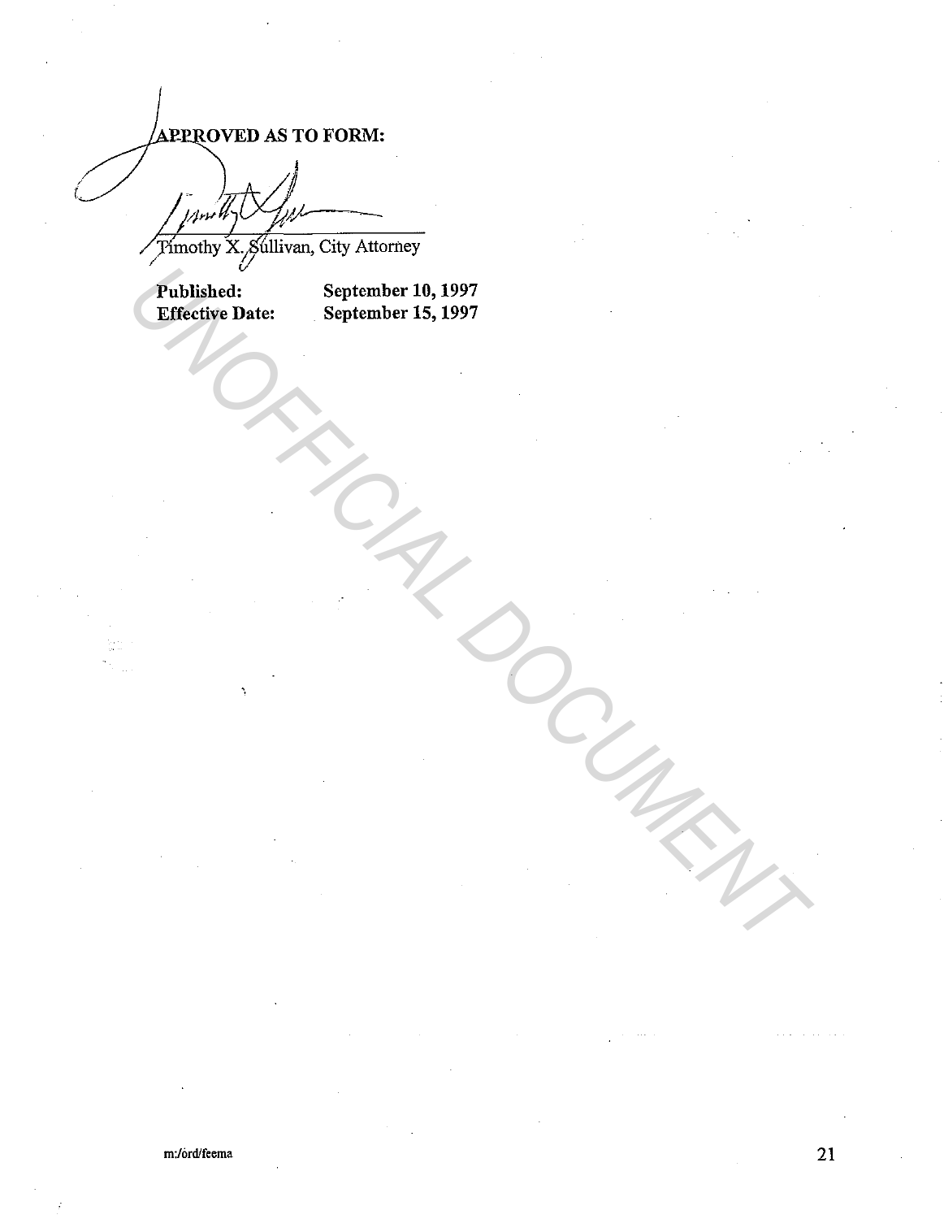**APPROVED AS TO FORM:**

Timothy X. Sullivan, City Attorney

| | |
|---|---|
| **Published:** | **September 10, 1997** |
| **Effective Date:** | **September 15, 1997** |

UNOFFICIAL DOCUMENT

m:/ord/feema